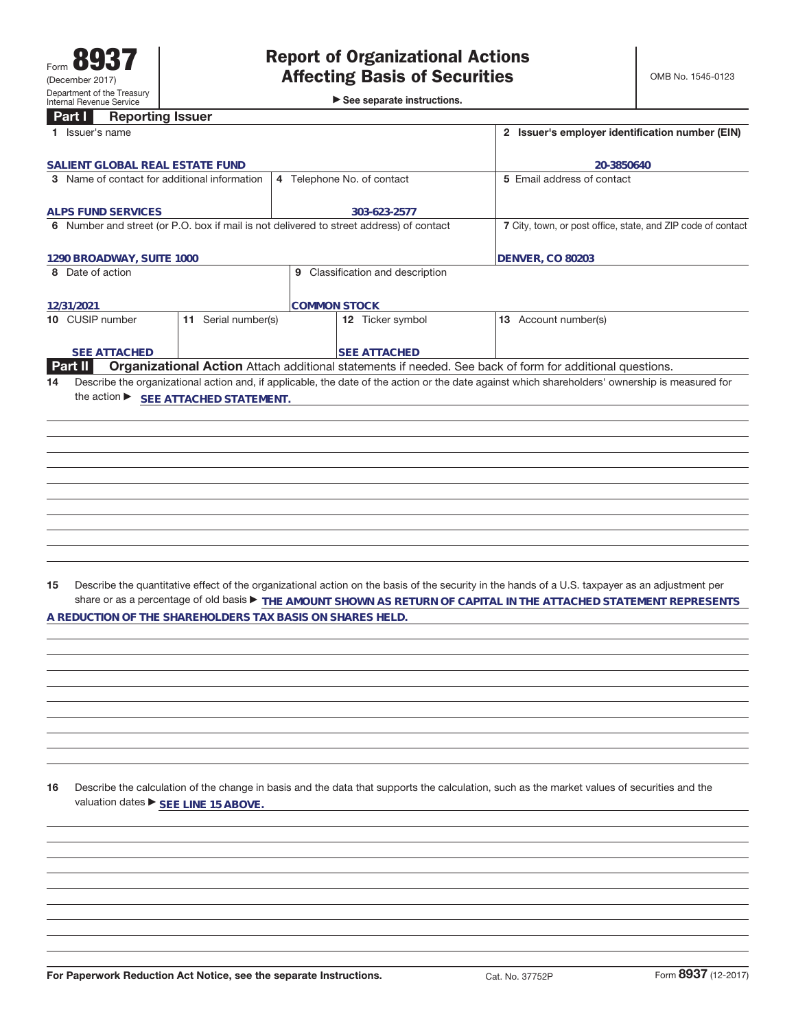Form **8937** (December 2017) Department of the Treasury Internal Revenue Service

# Report of Organizational Actions Affecting Basis of Securities

▶ See separate instructions.

OMB No. 1545-0123

## Part I Reporting Issuer

| 1 Issuer's name | | | 2 Issuer's employer identification number (EIN) |
|---|---|---|---|
| SALIENT GLOBAL REAL ESTATE FUND | | | 20-3850640 |
| 3 Name of contact for additional information | 4 Telephone No. of contact | | 5 Email address of contact |
| ALPS FUND SERVICES | 303-623-2577 | | |
| 6 Number and street (or P.O. box if mail is not delivered to street address) of contact | | | 7 City, town, or post office, state, and ZIP code of contact |
| 1290 BROADWAY, SUITE 1000 | | | DENVER, CO 80203 |
| 8 Date of action | 9 Classification and description | | |
| 12/31/2021 | COMMON STOCK | | |
| 10 CUSIP number | 11 Serial number(s) | 12 Ticker symbol | 13 Account number(s) |
| SEE ATTACHED | | SEE ATTACHED | |

## Part II Organizational Action

Attach additional statements if needed. See back of form for additional questions.

**14** Describe the organizational action and, if applicable, the date of the action or the date against which shareholders' ownership is measured for the action ▶ SEE ATTACHED STATEMENT.

**15** Describe the quantitative effect of the organizational action on the basis of the security in the hands of a U.S. taxpayer as an adjustment per share or as a percentage of old basis ▶ THE AMOUNT SHOWN AS RETURN OF CAPITAL IN THE ATTACHED STATEMENT REPRESENTS A REDUCTION OF THE SHAREHOLDERS TAX BASIS ON SHARES HELD.

**16** Describe the calculation of the change in basis and the data that supports the calculation, such as the market values of securities and the valuation dates ▶ SEE LINE 15 ABOVE.

For Paperwork Reduction Act Notice, see the separate Instructions. Cat. No. 37752P Form **8937** (12-2017)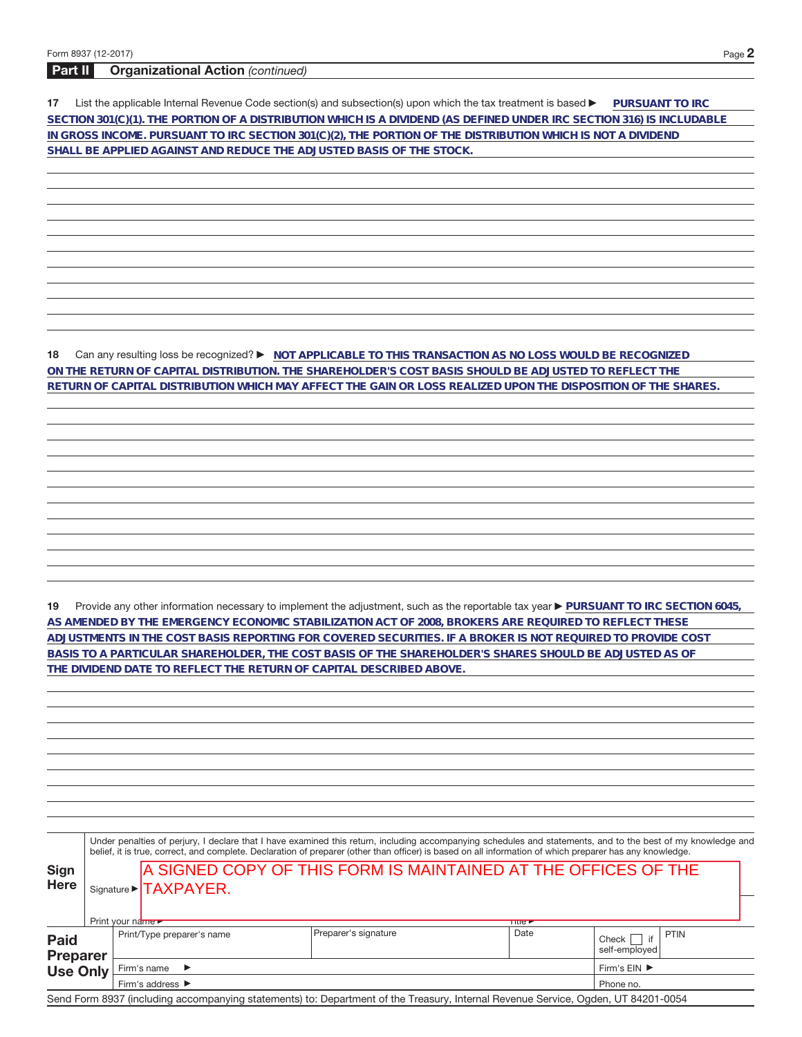## Part II Organizational Action *(continued)*

**17** List the applicable Internal Revenue Code section(s) and subsection(s) upon which the tax treatment is based ▶ **PURSUANT TO IRC SECTION 301(C)(1). THE PORTION OF A DISTRIBUTION WHICH IS A DIVIDEND (AS DEFINED UNDER IRC SECTION 316) IS INCLUDABLE IN GROSS INCOME. PURSUANT TO IRC SECTION 301(C)(2), THE PORTION OF THE DISTRIBUTION WHICH IS NOT A DIVIDEND SHALL BE APPLIED AGAINST AND REDUCE THE ADJUSTED BASIS OF THE STOCK.**

**18** Can any resulting loss be recognized? ▶ **NOT APPLICABLE TO THIS TRANSACTION AS NO LOSS WOULD BE RECOGNIZED ON THE RETURN OF CAPITAL DISTRIBUTION. THE SHAREHOLDER'S COST BASIS SHOULD BE ADJUSTED TO REFLECT THE RETURN OF CAPITAL DISTRIBUTION WHICH MAY AFFECT THE GAIN OR LOSS REALIZED UPON THE DISPOSITION OF THE SHARES.**

**19** Provide any other information necessary to implement the adjustment, such as the reportable tax year ▶ **PURSUANT TO IRC SECTION 6045, AS AMENDED BY THE EMERGENCY ECONOMIC STABILIZATION ACT OF 2008, BROKERS ARE REQUIRED TO REFLECT THESE ADJUSTMENTS IN THE COST BASIS REPORTING FOR COVERED SECURITIES. IF A BROKER IS NOT REQUIRED TO PROVIDE COST BASIS TO A PARTICULAR SHAREHOLDER, THE COST BASIS OF THE SHAREHOLDER'S SHARES SHOULD BE ADJUSTED AS OF THE DIVIDEND DATE TO REFLECT THE RETURN OF CAPITAL DESCRIBED ABOVE.**

**Sign Here**

Under penalties of perjury, I declare that I have examined this return, including accompanying schedules and statements, and to the best of my knowledge and belief, it is true, correct, and complete. Declaration of preparer (other than officer) is based on all information of which preparer has any knowledge.

Signature ▶ A SIGNED COPY OF THIS FORM IS MAINTAINED AT THE OFFICES OF THE TAXPAYER.

Print your name ▶ Title ▶

| Paid Preparer Use Only | Print/Type preparer's name | Preparer's signature | Date | Check ☐ if self-employed | PTIN |
|---|---|---|---|---|---|
| | Firm's name ▶ | | | Firm's EIN ▶ | |
| | Firm's address ▶ | | | Phone no. | |

Send Form 8937 (including accompanying statements) to: Department of the Treasury, Internal Revenue Service, Ogden, UT 84201-0054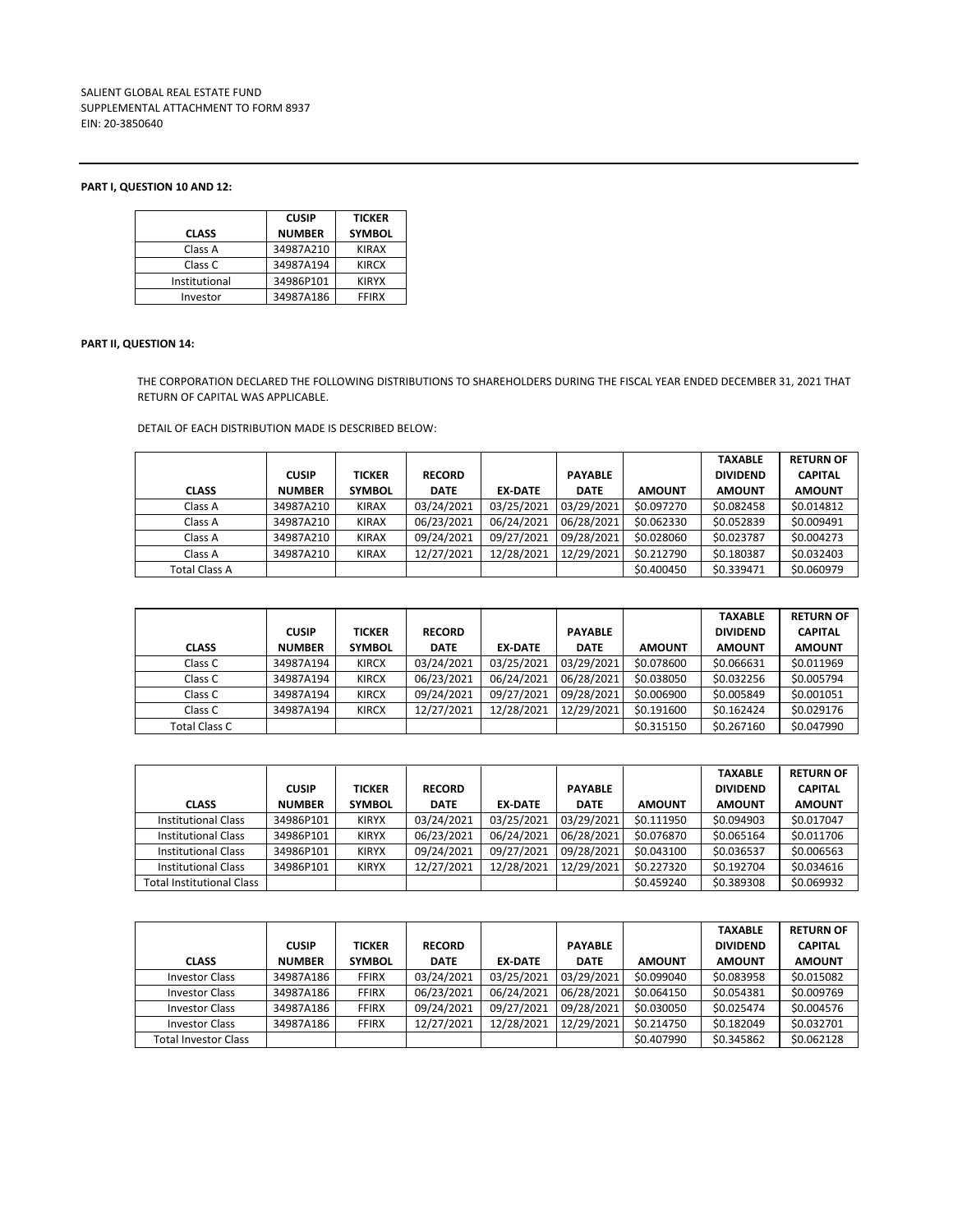SALIENT GLOBAL REAL ESTATE FUND
SUPPLEMENTAL ATTACHMENT TO FORM 8937
EIN: 20-3850640

**PART I, QUESTION 10 AND 12:**

| CLASS | CUSIP NUMBER | TICKER SYMBOL |
|---|---|---|
| Class A | 34987A210 | KIRAX |
| Class C | 34987A194 | KIRCX |
| Institutional | 34986P101 | KIRYX |
| Investor | 34987A186 | FFIRX |

**PART II, QUESTION 14:**

THE CORPORATION DECLARED THE FOLLOWING DISTRIBUTIONS TO SHAREHOLDERS DURING THE FISCAL YEAR ENDED DECEMBER 31, 2021 THAT RETURN OF CAPITAL WAS APPLICABLE.

DETAIL OF EACH DISTRIBUTION MADE IS DESCRIBED BELOW:

| CLASS | CUSIP NUMBER | TICKER SYMBOL | RECORD DATE | EX-DATE | PAYABLE DATE | AMOUNT | TAXABLE DIVIDEND AMOUNT | RETURN OF CAPITAL AMOUNT |
|---|---|---|---|---|---|---|---|---|
| Class A | 34987A210 | KIRAX | 03/24/2021 | 03/25/2021 | 03/29/2021 | $0.097270 | $0.082458 | $0.014812 |
| Class A | 34987A210 | KIRAX | 06/23/2021 | 06/24/2021 | 06/28/2021 | $0.062330 | $0.052839 | $0.009491 |
| Class A | 34987A210 | KIRAX | 09/24/2021 | 09/27/2021 | 09/28/2021 | $0.028060 | $0.023787 | $0.004273 |
| Class A | 34987A210 | KIRAX | 12/27/2021 | 12/28/2021 | 12/29/2021 | $0.212790 | $0.180387 | $0.032403 |
| Total Class A | | | | | | $0.400450 | $0.339471 | $0.060979 |

| CLASS | CUSIP NUMBER | TICKER SYMBOL | RECORD DATE | EX-DATE | PAYABLE DATE | AMOUNT | TAXABLE DIVIDEND AMOUNT | RETURN OF CAPITAL AMOUNT |
|---|---|---|---|---|---|---|---|---|
| Class C | 34987A194 | KIRCX | 03/24/2021 | 03/25/2021 | 03/29/2021 | $0.078600 | $0.066631 | $0.011969 |
| Class C | 34987A194 | KIRCX | 06/23/2021 | 06/24/2021 | 06/28/2021 | $0.038050 | $0.032256 | $0.005794 |
| Class C | 34987A194 | KIRCX | 09/24/2021 | 09/27/2021 | 09/28/2021 | $0.006900 | $0.005849 | $0.001051 |
| Class C | 34987A194 | KIRCX | 12/27/2021 | 12/28/2021 | 12/29/2021 | $0.191600 | $0.162424 | $0.029176 |
| Total Class C | | | | | | $0.315150 | $0.267160 | $0.047990 |

| CLASS | CUSIP NUMBER | TICKER SYMBOL | RECORD DATE | EX-DATE | PAYABLE DATE | AMOUNT | TAXABLE DIVIDEND AMOUNT | RETURN OF CAPITAL AMOUNT |
|---|---|---|---|---|---|---|---|---|
| Institutional Class | 34986P101 | KIRYX | 03/24/2021 | 03/25/2021 | 03/29/2021 | $0.111950 | $0.094903 | $0.017047 |
| Institutional Class | 34986P101 | KIRYX | 06/23/2021 | 06/24/2021 | 06/28/2021 | $0.076870 | $0.065164 | $0.011706 |
| Institutional Class | 34986P101 | KIRYX | 09/24/2021 | 09/27/2021 | 09/28/2021 | $0.043100 | $0.036537 | $0.006563 |
| Institutional Class | 34986P101 | KIRYX | 12/27/2021 | 12/28/2021 | 12/29/2021 | $0.227320 | $0.192704 | $0.034616 |
| Total Institutional Class | | | | | | $0.459240 | $0.389308 | $0.069932 |

| CLASS | CUSIP NUMBER | TICKER SYMBOL | RECORD DATE | EX-DATE | PAYABLE DATE | AMOUNT | TAXABLE DIVIDEND AMOUNT | RETURN OF CAPITAL AMOUNT |
|---|---|---|---|---|---|---|---|---|
| Investor Class | 34987A186 | FFIRX | 03/24/2021 | 03/25/2021 | 03/29/2021 | $0.099040 | $0.083958 | $0.015082 |
| Investor Class | 34987A186 | FFIRX | 06/23/2021 | 06/24/2021 | 06/28/2021 | $0.064150 | $0.054381 | $0.009769 |
| Investor Class | 34987A186 | FFIRX | 09/24/2021 | 09/27/2021 | 09/28/2021 | $0.030050 | $0.025474 | $0.004576 |
| Investor Class | 34987A186 | FFIRX | 12/27/2021 | 12/28/2021 | 12/29/2021 | $0.214750 | $0.182049 | $0.032701 |
| Total Investor Class | | | | | | $0.407990 | $0.345862 | $0.062128 |